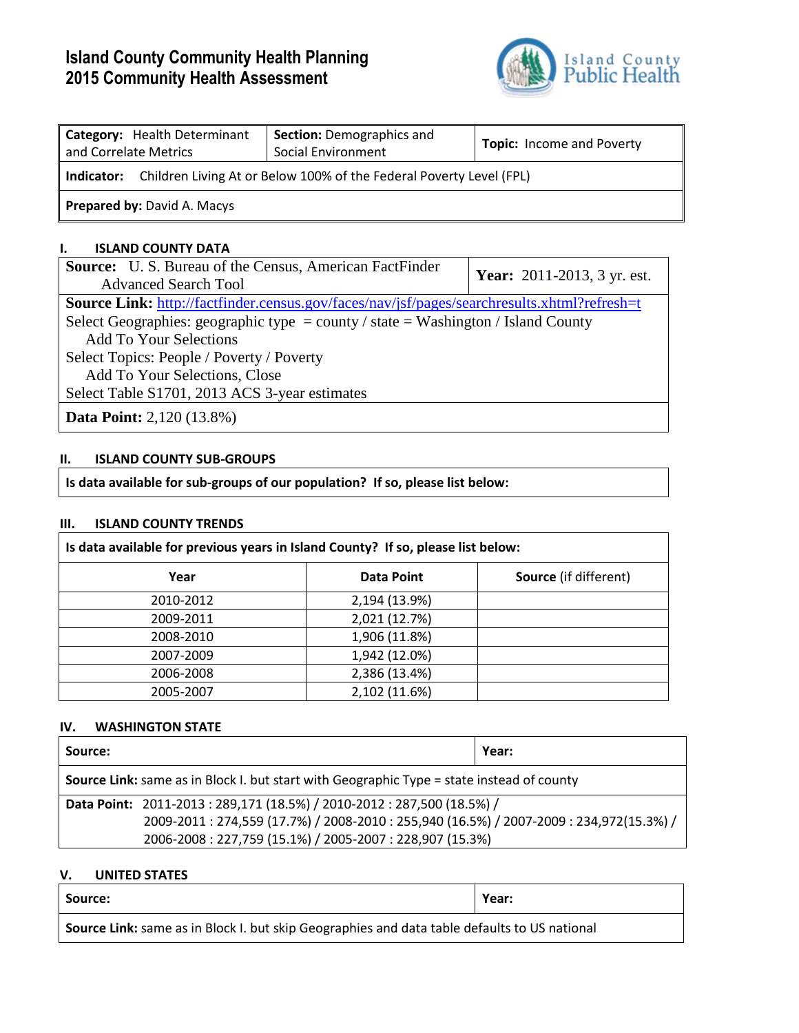# Island County Community Health Planning
# 2015 Community Health Assessment

Island County Public Health

| **Category:** Health Determinant and Correlate Metrics | **Section:** Demographics and Social Environment | **Topic:** Income and Poverty |
|---|---|---|
| **Indicator:** Children Living At or Below 100% of the Federal Poverty Level (FPL) | | |
| **Prepared by:** David A. Macys | | |

## I. ISLAND COUNTY DATA

| **Source:** U. S. Bureau of the Census, American FactFinder Advanced Search Tool | **Year:** 2011-2013, 3 yr. est. |
|---|---|
| **Source Link:** http://factfinder.census.gov/faces/nav/jsf/pages/searchresults.xhtml?refresh=t<br>Select Geographies: geographic type = county / state = Washington / Island County<br>Add To Your Selections<br>Select Topics: People / Poverty / Poverty<br>Add To Your Selections, Close<br>Select Table S1701, 2013 ACS 3-year estimates | |
| **Data Point:** 2,120 (13.8%) | |

## II. ISLAND COUNTY SUB-GROUPS

**Is data available for sub-groups of our population? If so, please list below:**

## III. ISLAND COUNTY TRENDS

**Is data available for previous years in Island County? If so, please list below:**

| Year | Data Point | Source (if different) |
|---|---|---|
| 2010-2012 | 2,194 (13.9%) | |
| 2009-2011 | 2,021 (12.7%) | |
| 2008-2010 | 1,906 (11.8%) | |
| 2007-2009 | 1,942 (12.0%) | |
| 2006-2008 | 2,386 (13.4%) | |
| 2005-2007 | 2,102 (11.6%) | |

## IV. WASHINGTON STATE

| **Source:** | **Year:** |
|---|---|
| **Source Link:** same as in Block I. but start with Geographic Type = state instead of county | |
| **Data Point:** 2011-2013 : 289,171 (18.5%) / 2010-2012 : 287,500 (18.5%) / 2009-2011 : 274,559 (17.7%) / 2008-2010 : 255,940 (16.5%) / 2007-2009 : 234,972(15.3%) / 2006-2008 : 227,759 (15.1%) / 2005-2007 : 228,907 (15.3%) | |

## V. UNITED STATES

| **Source:** | **Year:** |
|---|---|
| **Source Link:** same as in Block I. but skip Geographies and data table defaults to US national | |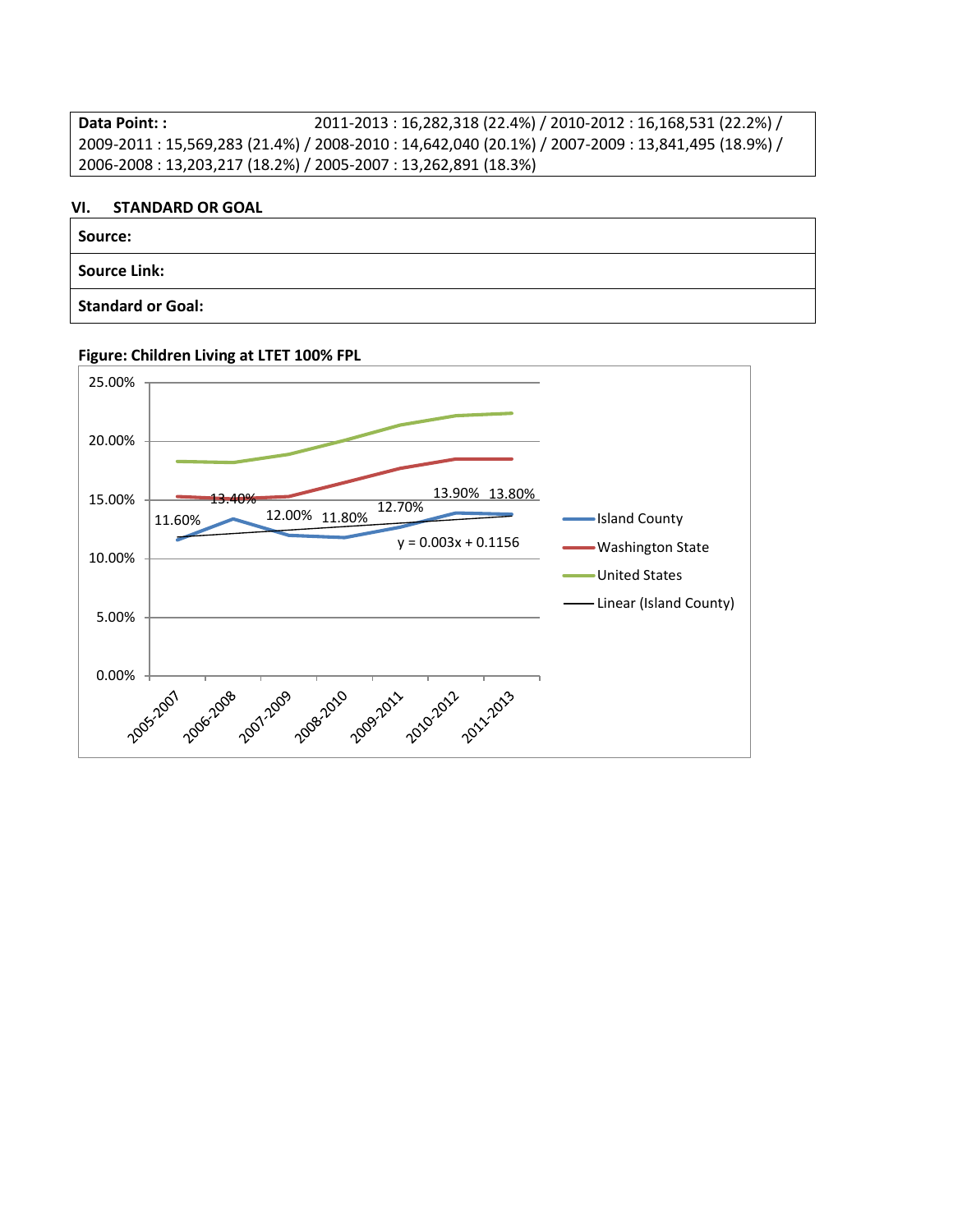| | |
|---|---|
| **Data Point: :** | 2011-2013 : 16,282,318 (22.4%) / 2010-2012 : 16,168,531 (22.2%) / 2009-2011 : 15,569,283 (21.4%) / 2008-2010 : 14,642,040 (20.1%) / 2007-2009 : 13,841,495 (18.9%) / 2006-2008 : 13,203,217 (18.2%) / 2005-2007 : 13,262,891 (18.3%) |

## VI. STANDARD OR GOAL

| | |
|---|---|
| **Source:** | |
| **Source Link:** | |
| **Standard or Goal:** | |

**Figure: Children Living at LTET 100% FPL**

25.00%
20.00%
15.00%
10.00%
5.00%
0.00%

11.60%
13.40%
12.00%
11.80%
12.70%
13.90%
13.80%

y = 0.003x + 0.1156

2005-2007
2006-2008
2007-2009
2008-2010
2009-2011
2010-2012
2011-2013

Island County
Washington State
United States
Linear (Island County)